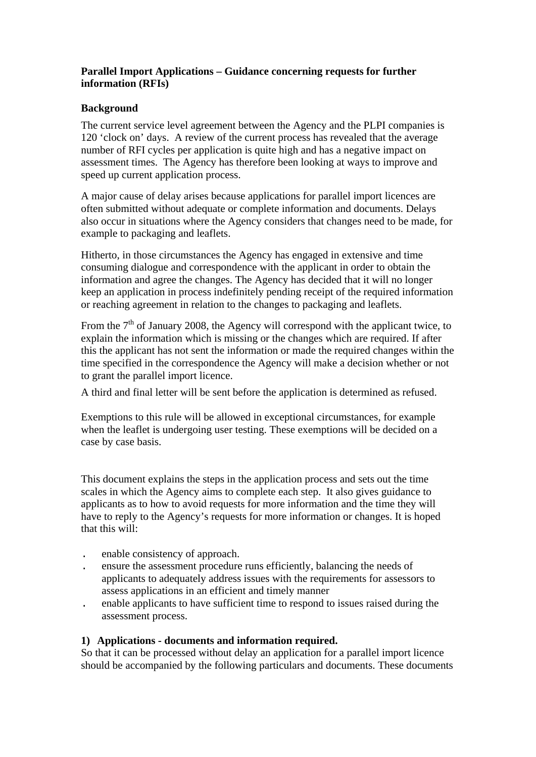**Parallel Import Applications – Guidance concerning requests for further information (RFIs)**

**Background**

The current service level agreement between the Agency and the PLPI companies is 120 'clock on' days. A review of the current process has revealed that the average number of RFI cycles per application is quite high and has a negative impact on assessment times. The Agency has therefore been looking at ways to improve and speed up current application process.

A major cause of delay arises because applications for parallel import licences are often submitted without adequate or complete information and documents. Delays also occur in situations where the Agency considers that changes need to be made, for example to packaging and leaflets.

Hitherto, in those circumstances the Agency has engaged in extensive and time consuming dialogue and correspondence with the applicant in order to obtain the information and agree the changes. The Agency has decided that it will no longer keep an application in process indefinitely pending receipt of the required information or reaching agreement in relation to the changes to packaging and leaflets.

From the 7th of January 2008, the Agency will correspond with the applicant twice, to explain the information which is missing or the changes which are required. If after this the applicant has not sent the information or made the required changes within the time specified in the correspondence the Agency will make a decision whether or not to grant the parallel import licence.

A third and final letter will be sent before the application is determined as refused.

Exemptions to this rule will be allowed in exceptional circumstances, for example when the leaflet is undergoing user testing. These exemptions will be decided on a case by case basis.

This document explains the steps in the application process and sets out the time scales in which the Agency aims to complete each step. It also gives guidance to applicants as to how to avoid requests for more information and the time they will have to reply to the Agency's requests for more information or changes. It is hoped that this will:

- enable consistency of approach.
- ensure the assessment procedure runs efficiently, balancing the needs of applicants to adequately address issues with the requirements for assessors to assess applications in an efficient and timely manner
- enable applicants to have sufficient time to respond to issues raised during the assessment process.

**1) Applications - documents and information required.**

So that it can be processed without delay an application for a parallel import licence should be accompanied by the following particulars and documents. These documents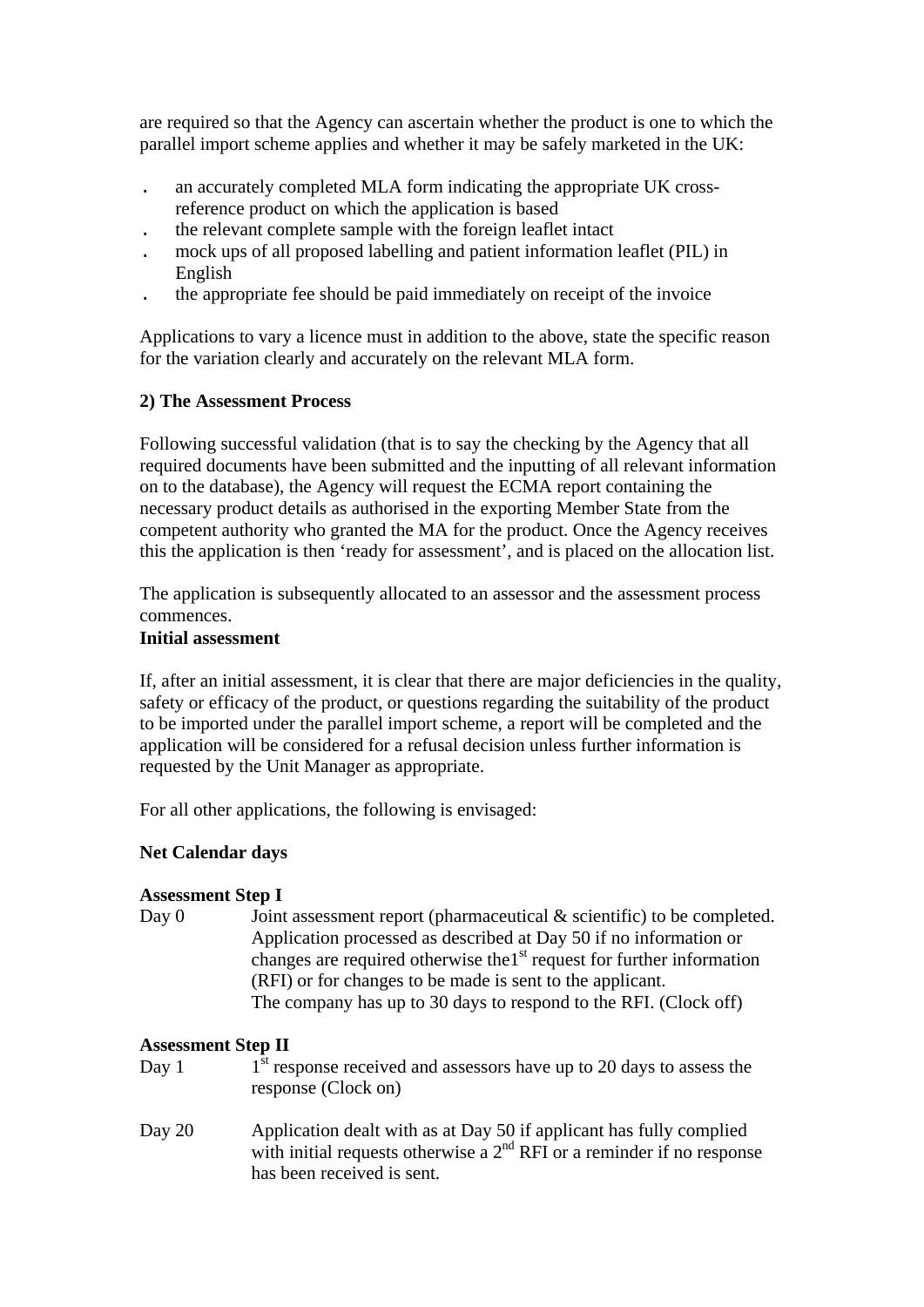are required so that the Agency can ascertain whether the product is one to which the parallel import scheme applies and whether it may be safely marketed in the UK:

- an accurately completed MLA form indicating the appropriate UK cross-reference product on which the application is based
- the relevant complete sample with the foreign leaflet intact
- mock ups of all proposed labelling and patient information leaflet (PIL) in English
- the appropriate fee should be paid immediately on receipt of the invoice

Applications to vary a licence must in addition to the above, state the specific reason for the variation clearly and accurately on the relevant MLA form.

**2) The Assessment Process**

Following successful validation (that is to say the checking by the Agency that all required documents have been submitted and the inputting of all relevant information on to the database), the Agency will request the ECMA report containing the necessary product details as authorised in the exporting Member State from the competent authority who granted the MA for the product. Once the Agency receives this the application is then 'ready for assessment', and is placed on the allocation list.

The application is subsequently allocated to an assessor and the assessment process commences.

**Initial assessment**

If, after an initial assessment, it is clear that there are major deficiencies in the quality, safety or efficacy of the product, or questions regarding the suitability of the product to be imported under the parallel import scheme, a report will be completed and the application will be considered for a refusal decision unless further information is requested by the Unit Manager as appropriate.

For all other applications, the following is envisaged:

**Net Calendar days**

**Assessment Step I**

Day 0 — Joint assessment report (pharmaceutical & scientific) to be completed. Application processed as described at Day 50 if no information or changes are required otherwise the1st request for further information (RFI) or for changes to be made is sent to the applicant. The company has up to 30 days to respond to the RFI. (Clock off)

**Assessment Step II**

Day 1 — 1st response received and assessors have up to 20 days to assess the response (Clock on)

Day 20 — Application dealt with as at Day 50 if applicant has fully complied with initial requests otherwise a 2nd RFI or a reminder if no response has been received is sent.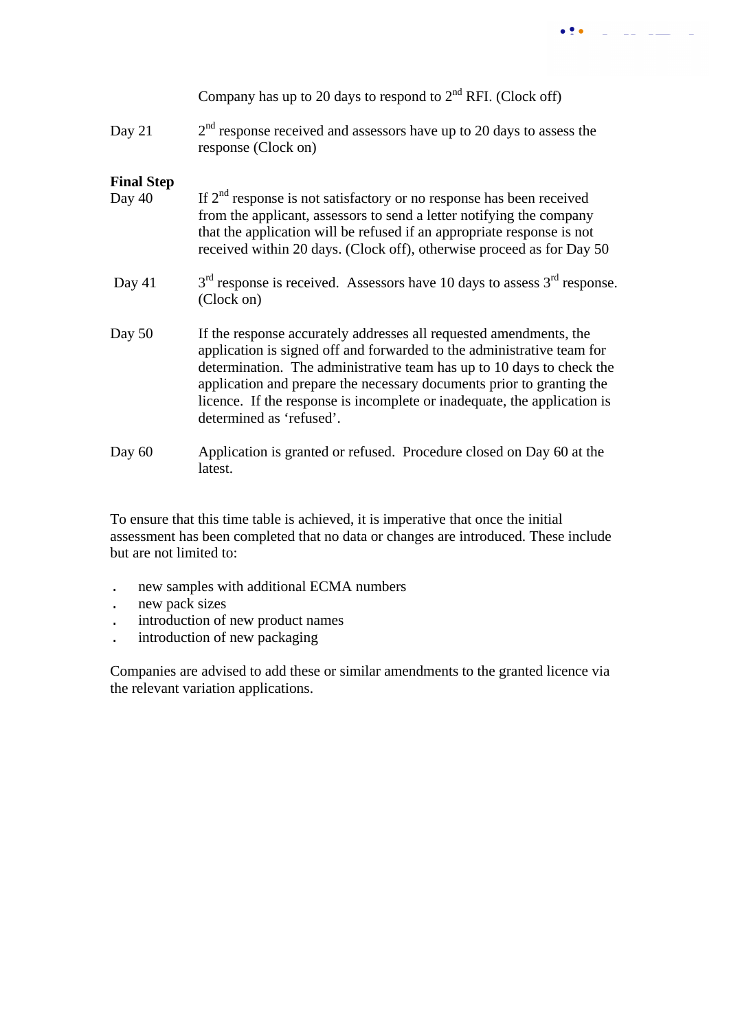| | |
|---|---|
| | Company has up to 20 days to respond to 2nd RFI. (Clock off) |
| Day 21 | 2nd response received and assessors have up to 20 days to assess the response (Clock on) |

**Final Step**

| | |
|---|---|
| Day 40 | If 2nd response is not satisfactory or no response has been received from the applicant, assessors to send a letter notifying the company that the application will be refused if an appropriate response is not received within 20 days. (Clock off), otherwise proceed as for Day 50 |
| Day 41 | 3rd response is received. Assessors have 10 days to assess 3rd response. (Clock on) |
| Day 50 | If the response accurately addresses all requested amendments, the application is signed off and forwarded to the administrative team for determination. The administrative team has up to 10 days to check the application and prepare the necessary documents prior to granting the licence. If the response is incomplete or inadequate, the application is determined as 'refused'. |
| Day 60 | Application is granted or refused. Procedure closed on Day 60 at the latest. |

To ensure that this time table is achieved, it is imperative that once the initial assessment has been completed that no data or changes are introduced. These include but are not limited to:

- new samples with additional ECMA numbers
- new pack sizes
- introduction of new product names
- introduction of new packaging

Companies are advised to add these or similar amendments to the granted licence via the relevant variation applications.